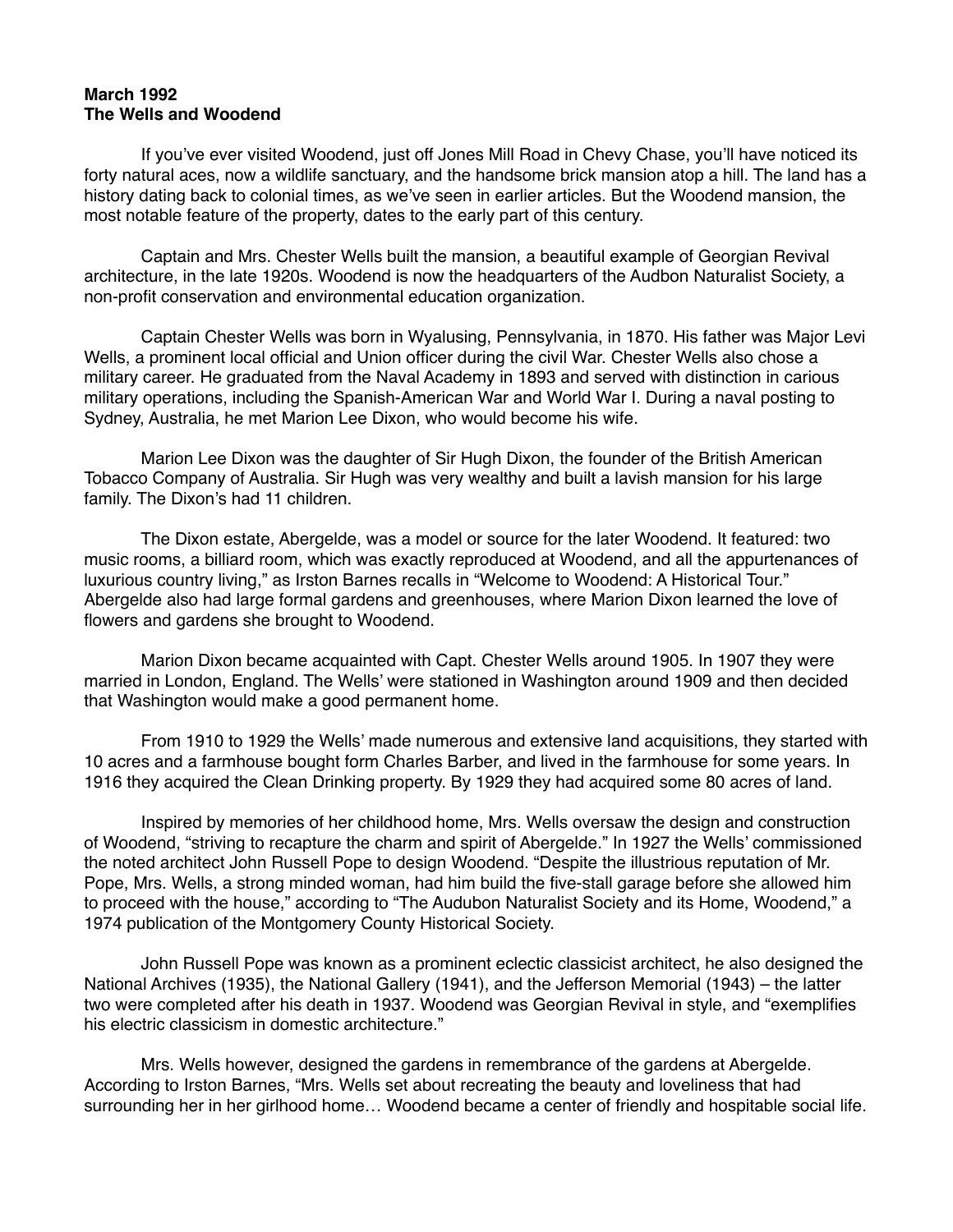**March 1992**
**The Wells and Woodend**

If you've ever visited Woodend, just off Jones Mill Road in Chevy Chase, you'll have noticed its forty natural aces, now a wildlife sanctuary, and the handsome brick mansion atop a hill. The land has a history dating back to colonial times, as we've seen in earlier articles. But the Woodend mansion, the most notable feature of the property, dates to the early part of this century.

Captain and Mrs. Chester Wells built the mansion, a beautiful example of Georgian Revival architecture, in the late 1920s. Woodend is now the headquarters of the Audbon Naturalist Society, a non-profit conservation and environmental education organization.

Captain Chester Wells was born in Wyalusing, Pennsylvania, in 1870. His father was Major Levi Wells, a prominent local official and Union officer during the civil War. Chester Wells also chose a military career. He graduated from the Naval Academy in 1893 and served with distinction in carious military operations, including the Spanish-American War and World War I. During a naval posting to Sydney, Australia, he met Marion Lee Dixon, who would become his wife.

Marion Lee Dixon was the daughter of Sir Hugh Dixon, the founder of the British American Tobacco Company of Australia. Sir Hugh was very wealthy and built a lavish mansion for his large family. The Dixon's had 11 children.

The Dixon estate, Abergelde, was a model or source for the later Woodend. It featured: two music rooms, a billiard room, which was exactly reproduced at Woodend, and all the appurtenances of luxurious country living," as Irston Barnes recalls in "Welcome to Woodend: A Historical Tour." Abergelde also had large formal gardens and greenhouses, where Marion Dixon learned the love of flowers and gardens she brought to Woodend.

Marion Dixon became acquainted with Capt. Chester Wells around 1905. In 1907 they were married in London, England. The Wells' were stationed in Washington around 1909 and then decided that Washington would make a good permanent home.

From 1910 to 1929 the Wells' made numerous and extensive land acquisitions, they started with 10 acres and a farmhouse bought form Charles Barber, and lived in the farmhouse for some years. In 1916 they acquired the Clean Drinking property. By 1929 they had acquired some 80 acres of land.

Inspired by memories of her childhood home, Mrs. Wells oversaw the design and construction of Woodend, "striving to recapture the charm and spirit of Abergelde." In 1927 the Wells' commissioned the noted architect John Russell Pope to design Woodend. "Despite the illustrious reputation of Mr. Pope, Mrs. Wells, a strong minded woman, had him build the five-stall garage before she allowed him to proceed with the house," according to "The Audubon Naturalist Society and its Home, Woodend," a 1974 publication of the Montgomery County Historical Society.

John Russell Pope was known as a prominent eclectic classicist architect, he also designed the National Archives (1935), the National Gallery (1941), and the Jefferson Memorial (1943) – the latter two were completed after his death in 1937. Woodend was Georgian Revival in style, and "exemplifies his electric classicism in domestic architecture."

Mrs. Wells however, designed the gardens in remembrance of the gardens at Abergelde. According to Irston Barnes, "Mrs. Wells set about recreating the beauty and loveliness that had surrounding her in her girlhood home… Woodend became a center of friendly and hospitable social life.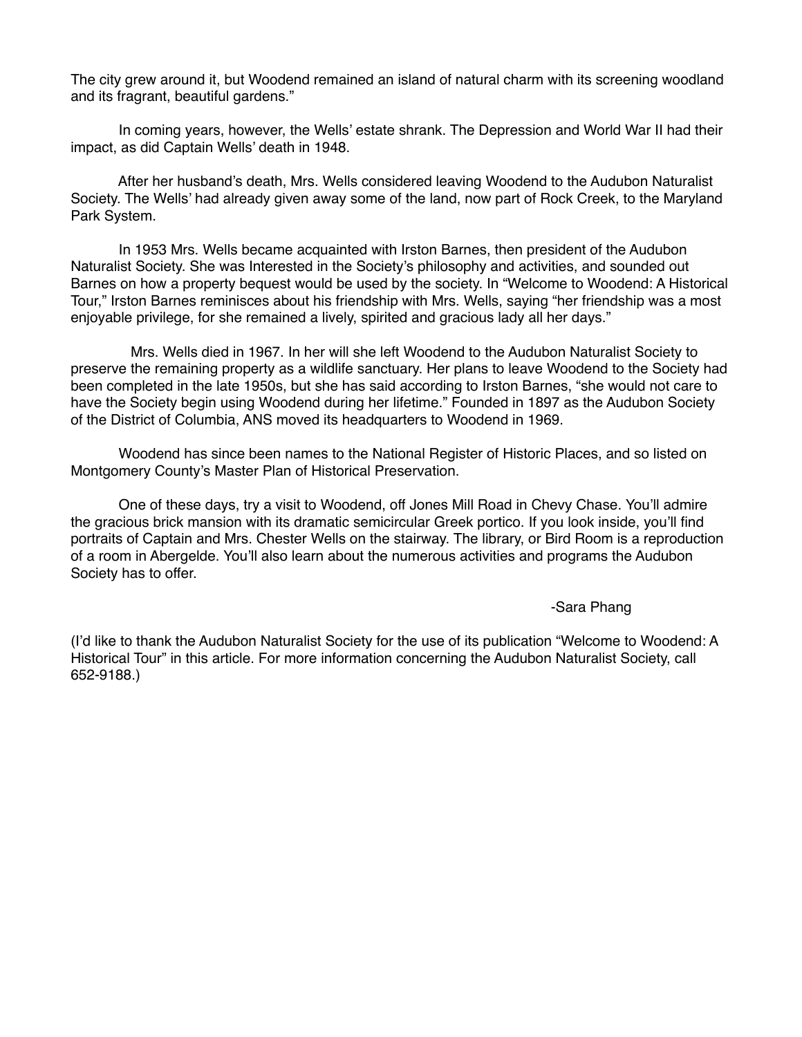The city grew around it, but Woodend remained an island of natural charm with its screening woodland and its fragrant, beautiful gardens."

In coming years, however, the Wells' estate shrank. The Depression and World War II had their impact, as did Captain Wells' death in 1948.

After her husband's death, Mrs. Wells considered leaving Woodend to the Audubon Naturalist Society. The Wells' had already given away some of the land, now part of Rock Creek, to the Maryland Park System.

In 1953 Mrs. Wells became acquainted with Irston Barnes, then president of the Audubon Naturalist Society. She was Interested in the Society's philosophy and activities, and sounded out Barnes on how a property bequest would be used by the society. In "Welcome to Woodend: A Historical Tour," Irston Barnes reminisces about his friendship with Mrs. Wells, saying "her friendship was a most enjoyable privilege, for she remained a lively, spirited and gracious lady all her days."

Mrs. Wells died in 1967. In her will she left Woodend to the Audubon Naturalist Society to preserve the remaining property as a wildlife sanctuary. Her plans to leave Woodend to the Society had been completed in the late 1950s, but she has said according to Irston Barnes, "she would not care to have the Society begin using Woodend during her lifetime." Founded in 1897 as the Audubon Society of the District of Columbia, ANS moved its headquarters to Woodend in 1969.

Woodend has since been names to the National Register of Historic Places, and so listed on Montgomery County's Master Plan of Historical Preservation.

One of these days, try a visit to Woodend, off Jones Mill Road in Chevy Chase. You'll admire the gracious brick mansion with its dramatic semicircular Greek portico. If you look inside, you'll find portraits of Captain and Mrs. Chester Wells on the stairway. The library, or Bird Room is a reproduction of a room in Abergelde. You'll also learn about the numerous activities and programs the Audubon Society has to offer.

-Sara Phang

(I'd like to thank the Audubon Naturalist Society for the use of its publication "Welcome to Woodend: A Historical Tour" in this article. For more information concerning the Audubon Naturalist Society, call 652-9188.)